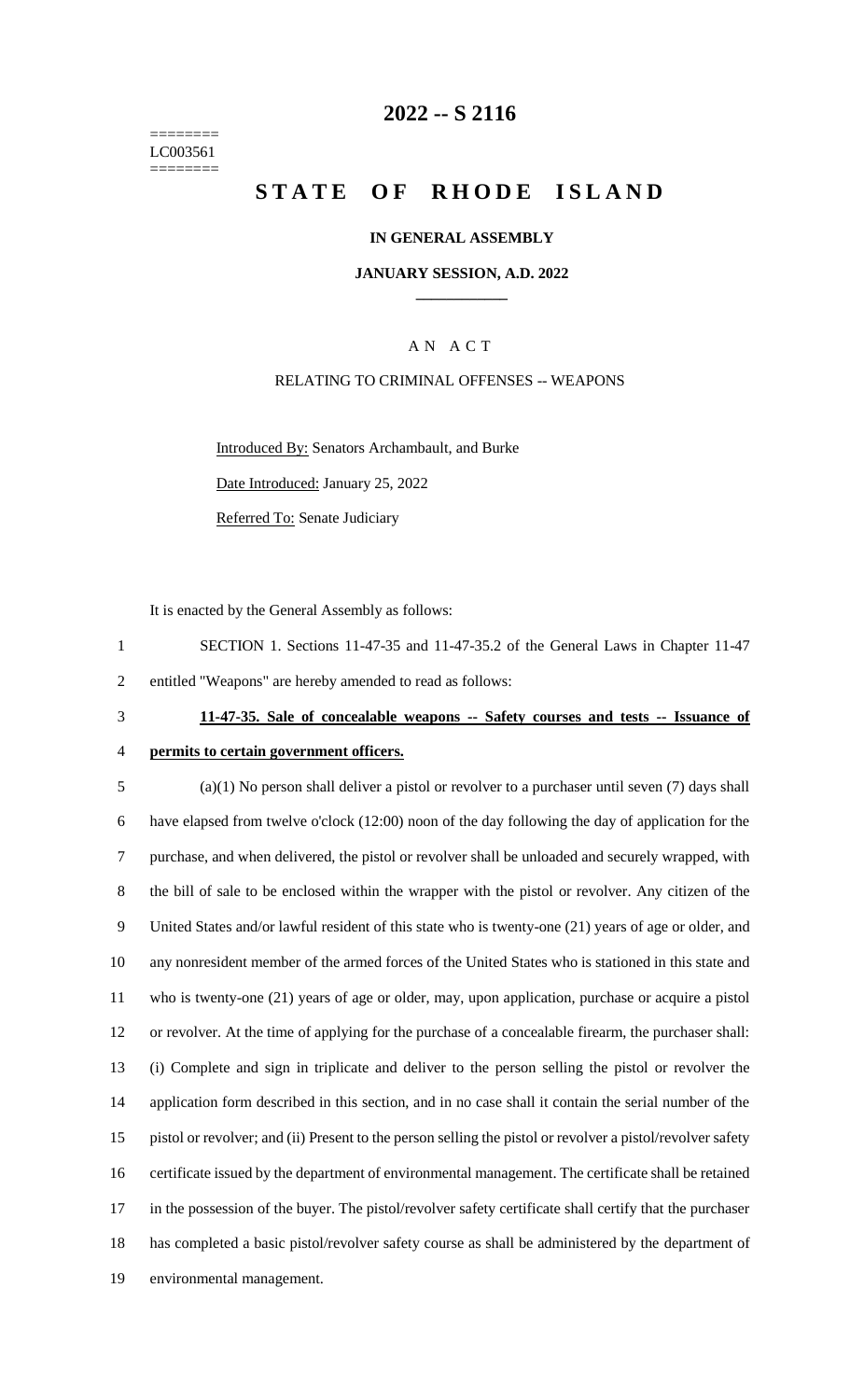======== 
LC003561 
========

# 2022 -- S 2116

# STATE OF RHODE ISLAND

**IN GENERAL ASSEMBLY**

**JANUARY SESSION, A.D. 2022**

____________

A N A C T

RELATING TO CRIMINAL OFFENSES -- WEAPONS

Introduced By: Senators Archambault, and Burke

Date Introduced: January 25, 2022

Referred To: Senate Judiciary

It is enacted by the General Assembly as follows:

1 SECTION 1. Sections 11-47-35 and 11-47-35.2 of the General Laws in Chapter 11-47
2 entitled "Weapons" are hereby amended to read as follows:

3 **11-47-35. Sale of concealable weapons -- Safety courses and tests -- Issuance of**
4 **permits to certain government officers.**

5 (a)(1) No person shall deliver a pistol or revolver to a purchaser until seven (7) days shall
6 have elapsed from twelve o'clock (12:00) noon of the day following the day of application for the
7 purchase, and when delivered, the pistol or revolver shall be unloaded and securely wrapped, with
8 the bill of sale to be enclosed within the wrapper with the pistol or revolver. Any citizen of the
9 United States and/or lawful resident of this state who is twenty-one (21) years of age or older, and
10 any nonresident member of the armed forces of the United States who is stationed in this state and
11 who is twenty-one (21) years of age or older, may, upon application, purchase or acquire a pistol
12 or revolver. At the time of applying for the purchase of a concealable firearm, the purchaser shall:
13 (i) Complete and sign in triplicate and deliver to the person selling the pistol or revolver the
14 application form described in this section, and in no case shall it contain the serial number of the
15 pistol or revolver; and (ii) Present to the person selling the pistol or revolver a pistol/revolver safety
16 certificate issued by the department of environmental management. The certificate shall be retained
17 in the possession of the buyer. The pistol/revolver safety certificate shall certify that the purchaser
18 has completed a basic pistol/revolver safety course as shall be administered by the department of
19 environmental management.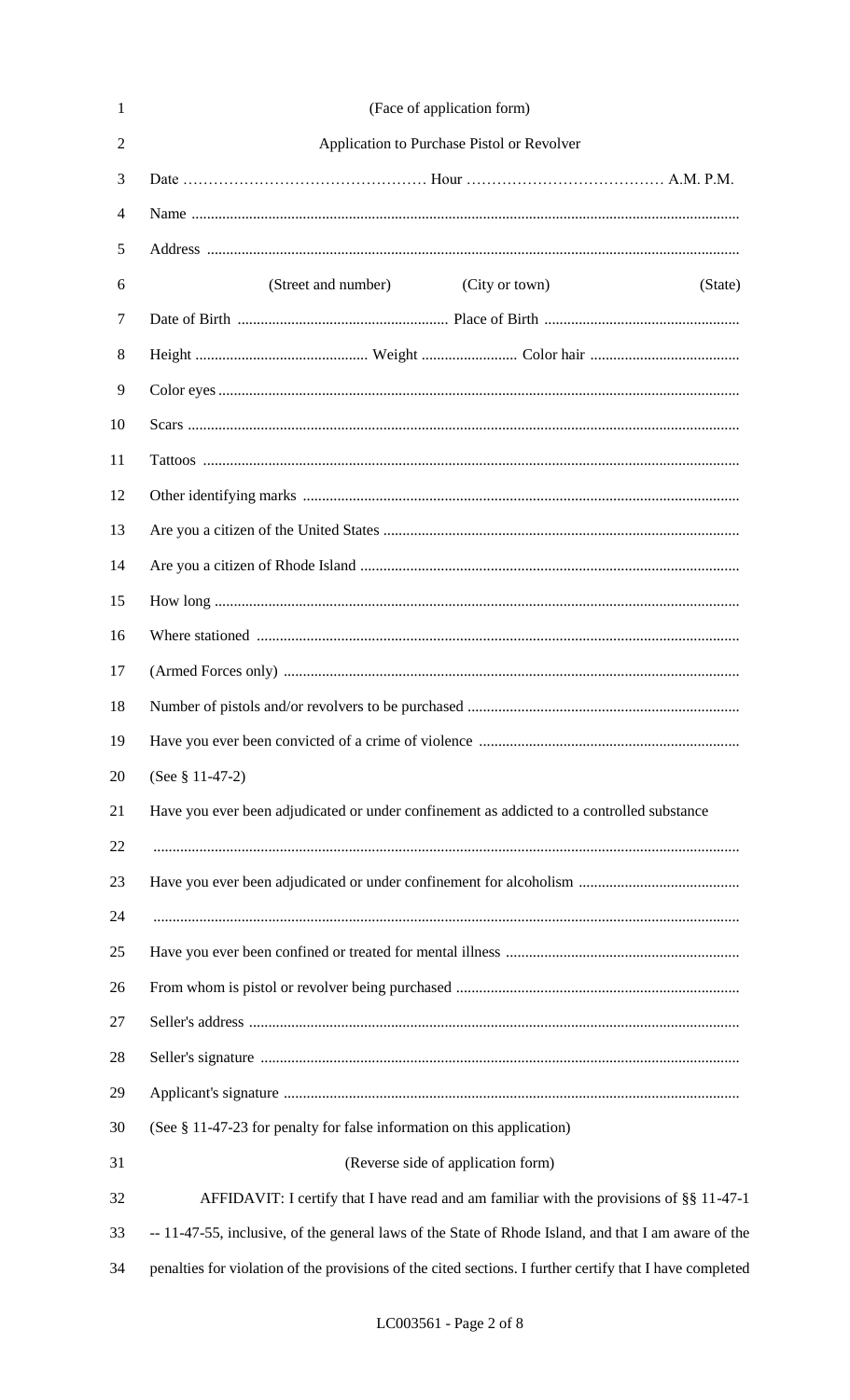(Face of application form)

Application to Purchase Pistol or Revolver

Date ………………………………………… Hour ………………………………… A.M. P.M.

Name ..............................................................................................................................................

Address ..........................................................................................................................................

(Street and number) (City or town) (State)

Date of Birth ...................................................... Place of Birth ..................................................

Height ............................................ Weight ......................... Color hair .......................................

Color eyes ........................................................................................................................................

Scars ................................................................................................................................................

Tattoos ............................................................................................................................................

Other identifying marks ..................................................................................................................

Are you a citizen of the United States ............................................................................................

Are you a citizen of Rhode Island ..................................................................................................

How long .........................................................................................................................................

Where stationed ..............................................................................................................................

(Armed Forces only) .......................................................................................................................

Number of pistols and/or revolvers to be purchased ......................................................................

Have you ever been convicted of a crime of violence ...................................................................

(See § 11-47-2)

Have you ever been adjudicated or under confinement as addicted to a controlled substance

.........................................................................................................................................................

Have you ever been adjudicated or under confinement for alcoholism ..........................................

.........................................................................................................................................................

Have you ever been confined or treated for mental illness ............................................................

From whom is pistol or revolver being purchased .........................................................................

Seller's address ...............................................................................................................................

Seller's signature ............................................................................................................................

Applicant's signature ......................................................................................................................

(See § 11-47-23 for penalty for false information on this application)

(Reverse side of application form)

AFFIDAVIT: I certify that I have read and am familiar with the provisions of §§ 11-47-1 -- 11-47-55, inclusive, of the general laws of the State of Rhode Island, and that I am aware of the penalties for violation of the provisions of the cited sections. I further certify that I have completed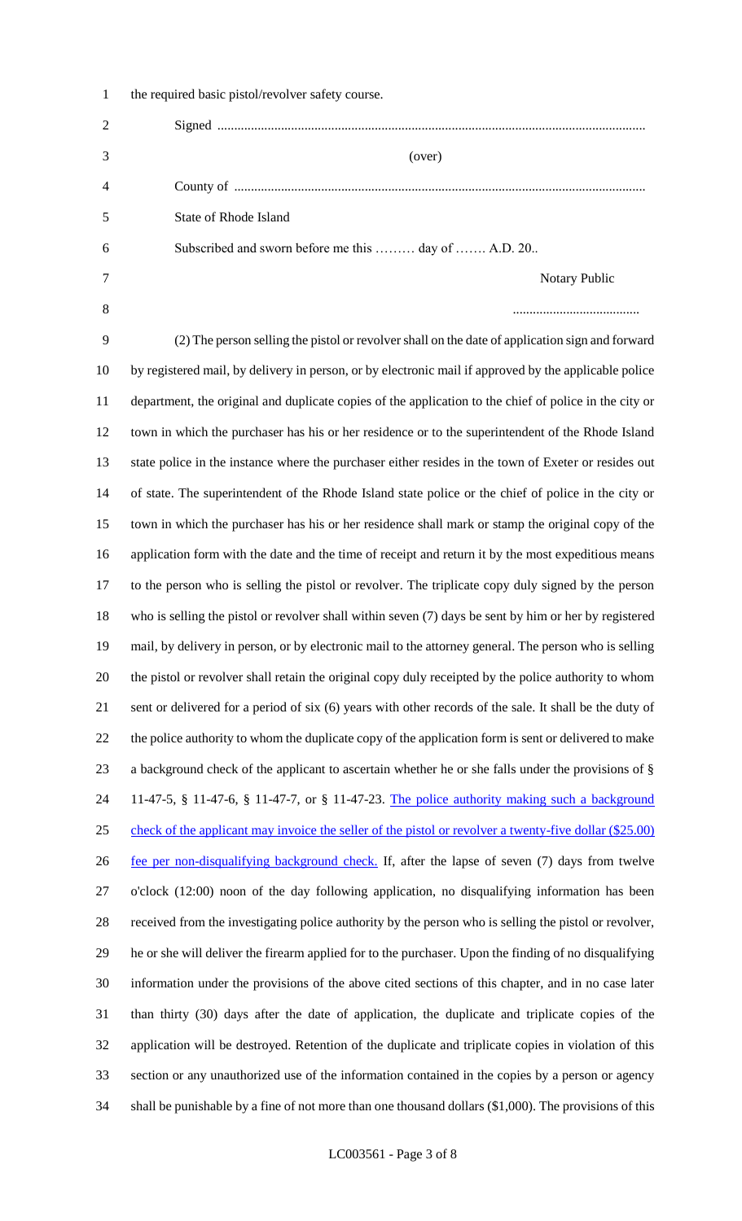the required basic pistol/revolver safety course.

Signed ..............................................................................................................................

(over)

County of ..........................................................................................................................

State of Rhode Island

Subscribed and sworn before me this ……… day of ……. A.D. 20..

Notary Public

.....................................

(2) The person selling the pistol or revolver shall on the date of application sign and forward by registered mail, by delivery in person, or by electronic mail if approved by the applicable police department, the original and duplicate copies of the application to the chief of police in the city or town in which the purchaser has his or her residence or to the superintendent of the Rhode Island state police in the instance where the purchaser either resides in the town of Exeter or resides out of state. The superintendent of the Rhode Island state police or the chief of police in the city or town in which the purchaser has his or her residence shall mark or stamp the original copy of the application form with the date and the time of receipt and return it by the most expeditious means to the person who is selling the pistol or revolver. The triplicate copy duly signed by the person who is selling the pistol or revolver shall within seven (7) days be sent by him or her by registered mail, by delivery in person, or by electronic mail to the attorney general. The person who is selling the pistol or revolver shall retain the original copy duly receipted by the police authority to whom sent or delivered for a period of six (6) years with other records of the sale. It shall be the duty of the police authority to whom the duplicate copy of the application form is sent or delivered to make a background check of the applicant to ascertain whether he or she falls under the provisions of § 11-47-5, § 11-47-6, § 11-47-7, or § 11-47-23. The police authority making such a background check of the applicant may invoice the seller of the pistol or revolver a twenty-five dollar ($25.00) fee per non-disqualifying background check. If, after the lapse of seven (7) days from twelve o'clock (12:00) noon of the day following application, no disqualifying information has been received from the investigating police authority by the person who is selling the pistol or revolver, he or she will deliver the firearm applied for to the purchaser. Upon the finding of no disqualifying information under the provisions of the above cited sections of this chapter, and in no case later than thirty (30) days after the date of application, the duplicate and triplicate copies of the application will be destroyed. Retention of the duplicate and triplicate copies in violation of this section or any unauthorized use of the information contained in the copies by a person or agency shall be punishable by a fine of not more than one thousand dollars ($1,000). The provisions of this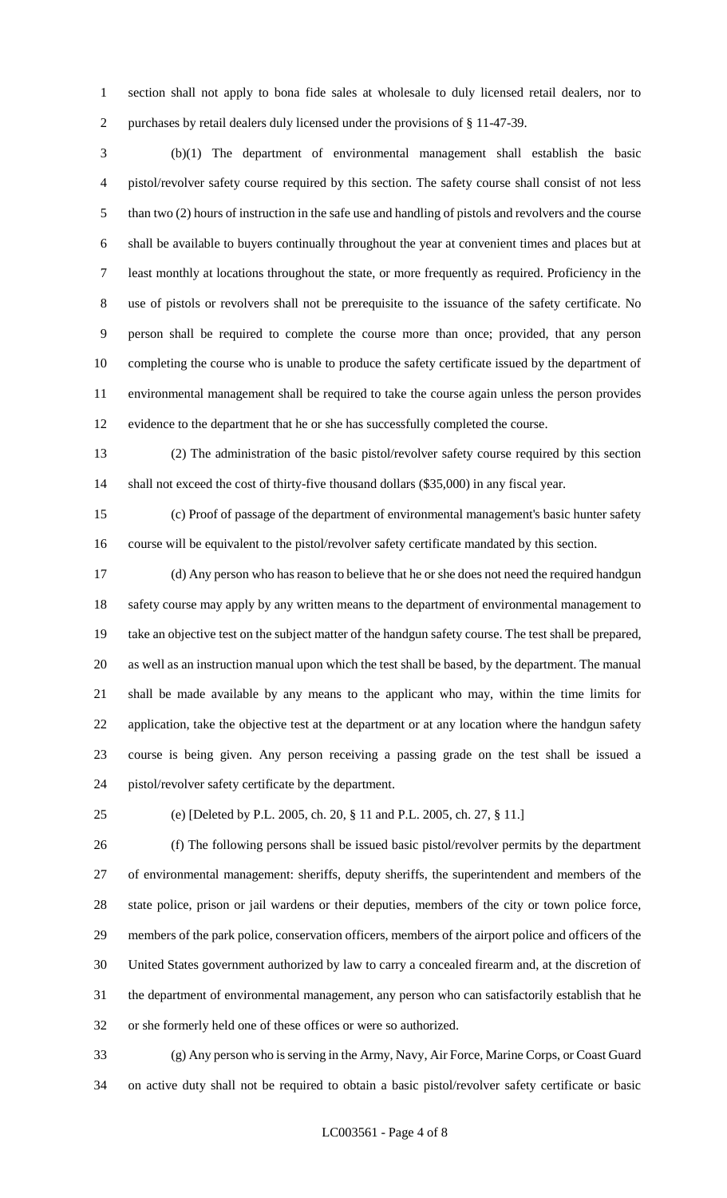section shall not apply to bona fide sales at wholesale to duly licensed retail dealers, nor to purchases by retail dealers duly licensed under the provisions of § 11-47-39.

(b)(1) The department of environmental management shall establish the basic pistol/revolver safety course required by this section. The safety course shall consist of not less than two (2) hours of instruction in the safe use and handling of pistols and revolvers and the course shall be available to buyers continually throughout the year at convenient times and places but at least monthly at locations throughout the state, or more frequently as required. Proficiency in the use of pistols or revolvers shall not be prerequisite to the issuance of the safety certificate. No person shall be required to complete the course more than once; provided, that any person completing the course who is unable to produce the safety certificate issued by the department of environmental management shall be required to take the course again unless the person provides evidence to the department that he or she has successfully completed the course.

(2) The administration of the basic pistol/revolver safety course required by this section shall not exceed the cost of thirty-five thousand dollars ($35,000) in any fiscal year.

(c) Proof of passage of the department of environmental management's basic hunter safety course will be equivalent to the pistol/revolver safety certificate mandated by this section.

(d) Any person who has reason to believe that he or she does not need the required handgun safety course may apply by any written means to the department of environmental management to take an objective test on the subject matter of the handgun safety course. The test shall be prepared, as well as an instruction manual upon which the test shall be based, by the department. The manual shall be made available by any means to the applicant who may, within the time limits for application, take the objective test at the department or at any location where the handgun safety course is being given. Any person receiving a passing grade on the test shall be issued a pistol/revolver safety certificate by the department.

(e) [Deleted by P.L. 2005, ch. 20, § 11 and P.L. 2005, ch. 27, § 11.]

(f) The following persons shall be issued basic pistol/revolver permits by the department of environmental management: sheriffs, deputy sheriffs, the superintendent and members of the state police, prison or jail wardens or their deputies, members of the city or town police force, members of the park police, conservation officers, members of the airport police and officers of the United States government authorized by law to carry a concealed firearm and, at the discretion of the department of environmental management, any person who can satisfactorily establish that he or she formerly held one of these offices or were so authorized.

(g) Any person who is serving in the Army, Navy, Air Force, Marine Corps, or Coast Guard on active duty shall not be required to obtain a basic pistol/revolver safety certificate or basic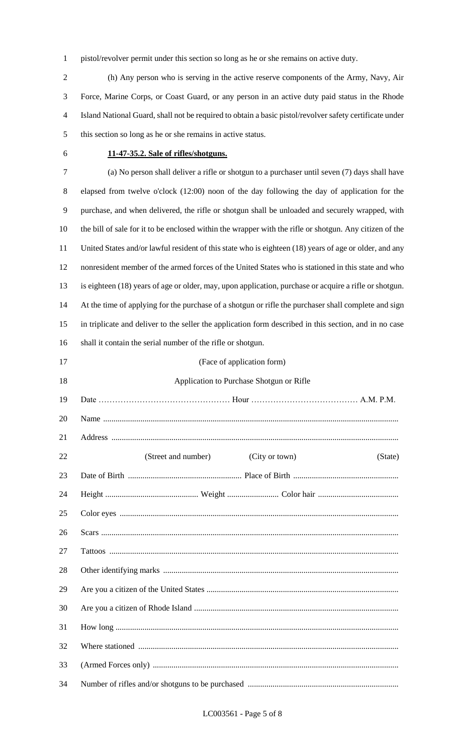pistol/revolver permit under this section so long as he or she remains on active duty.

(h) Any person who is serving in the active reserve components of the Army, Navy, Air Force, Marine Corps, or Coast Guard, or any person in an active duty paid status in the Rhode Island National Guard, shall not be required to obtain a basic pistol/revolver safety certificate under this section so long as he or she remains in active status.

**11-47-35.2. Sale of rifles/shotguns.**

(a) No person shall deliver a rifle or shotgun to a purchaser until seven (7) days shall have elapsed from twelve o'clock (12:00) noon of the day following the day of application for the purchase, and when delivered, the rifle or shotgun shall be unloaded and securely wrapped, with the bill of sale for it to be enclosed within the wrapper with the rifle or shotgun. Any citizen of the United States and/or lawful resident of this state who is eighteen (18) years of age or older, and any nonresident member of the armed forces of the United States who is stationed in this state and who is eighteen (18) years of age or older, may, upon application, purchase or acquire a rifle or shotgun. At the time of applying for the purchase of a shotgun or rifle the purchaser shall complete and sign in triplicate and deliver to the seller the application form described in this section, and in no case shall it contain the serial number of the rifle or shotgun.

(Face of application form)

Application to Purchase Shotgun or Rifle

Date ………………………………………… Hour ………………………………… A.M. P.M.

Name ..............................................................................................................................

Address ..........................................................................................................................

(Street and number) (City or town) (State)

Date of Birth ....................................................... Place of Birth ..................................................

Height ............................................ Weight ......................... Color hair ......................................

Color eyes ......................................................................................................................

Scars ...............................................................................................................................

Tattoos ............................................................................................................................

Other identifying marks .................................................................................................

Are you a citizen of the United States ............................................................................

Are you a citizen of Rhode Island ..................................................................................

How long ........................................................................................................................

Where stationed ..............................................................................................................

(Armed Forces only) .......................................................................................................

Number of rifles and/or shotguns to be purchased ........................................................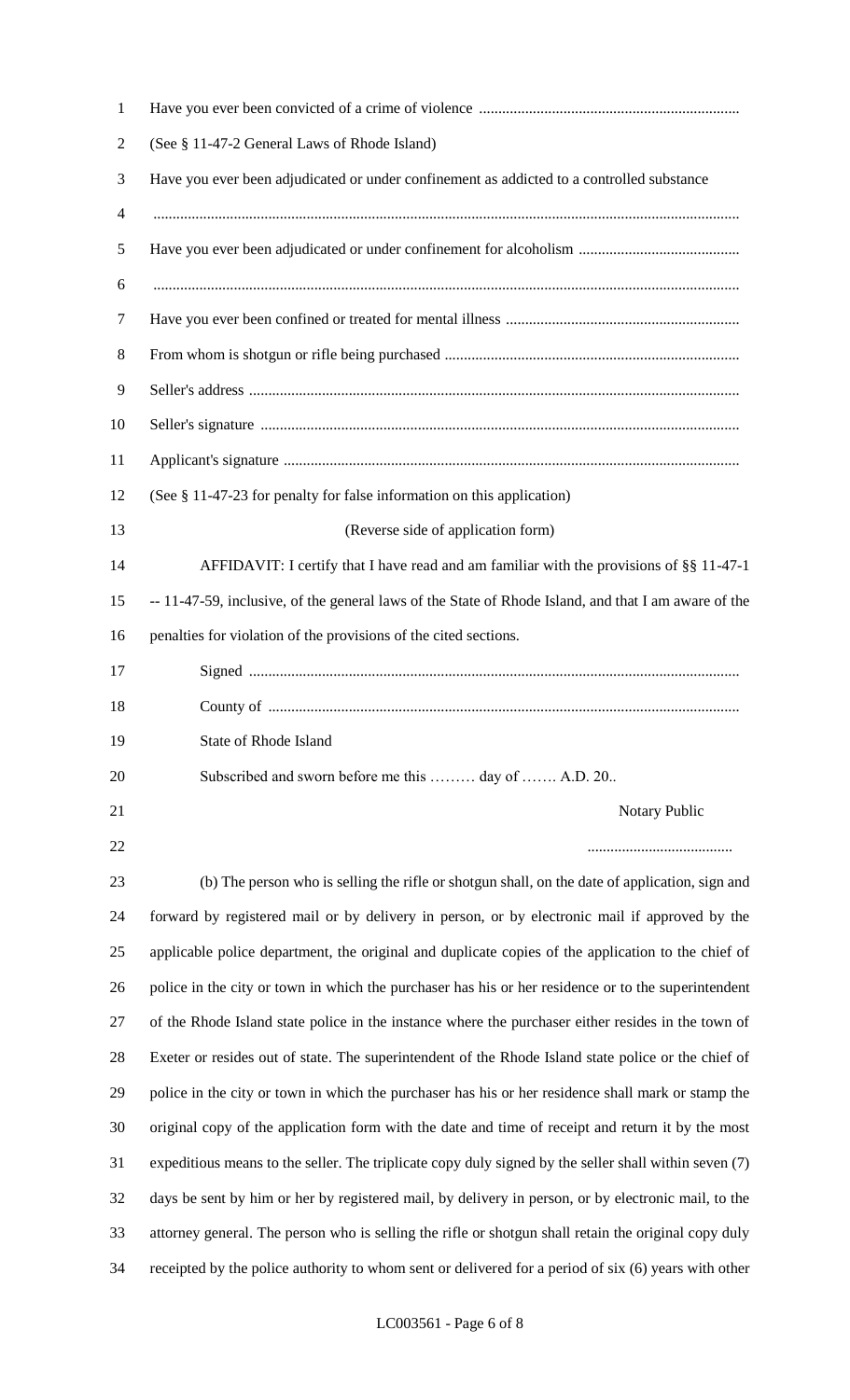Have you ever been convicted of a crime of violence ...................................................................

(See § 11-47-2 General Laws of Rhode Island)

Have you ever been adjudicated or under confinement as addicted to a controlled substance

.........................................................................................................................................................

Have you ever been adjudicated or under confinement for alcoholism ..........................................

.........................................................................................................................................................

Have you ever been confined or treated for mental illness ............................................................

From whom is shotgun or rifle being purchased ............................................................................

Seller's address ...............................................................................................................................

Seller's signature ............................................................................................................................

Applicant's signature ......................................................................................................................

(See § 11-47-23 for penalty for false information on this application)

(Reverse side of application form)

AFFIDAVIT: I certify that I have read and am familiar with the provisions of §§ 11-47-1 -- 11-47-59, inclusive, of the general laws of the State of Rhode Island, and that I am aware of the penalties for violation of the provisions of the cited sections.

Signed ...............................................................................................................

County of ..........................................................................................................

State of Rhode Island

Subscribed and sworn before me this ……… day of ……. A.D. 20..

Notary Public

......................................

(b) The person who is selling the rifle or shotgun shall, on the date of application, sign and forward by registered mail or by delivery in person, or by electronic mail if approved by the applicable police department, the original and duplicate copies of the application to the chief of police in the city or town in which the purchaser has his or her residence or to the superintendent of the Rhode Island state police in the instance where the purchaser either resides in the town of Exeter or resides out of state. The superintendent of the Rhode Island state police or the chief of police in the city or town in which the purchaser has his or her residence shall mark or stamp the original copy of the application form with the date and time of receipt and return it by the most expeditious means to the seller. The triplicate copy duly signed by the seller shall within seven (7) days be sent by him or her by registered mail, by delivery in person, or by electronic mail, to the attorney general. The person who is selling the rifle or shotgun shall retain the original copy duly receipted by the police authority to whom sent or delivered for a period of six (6) years with other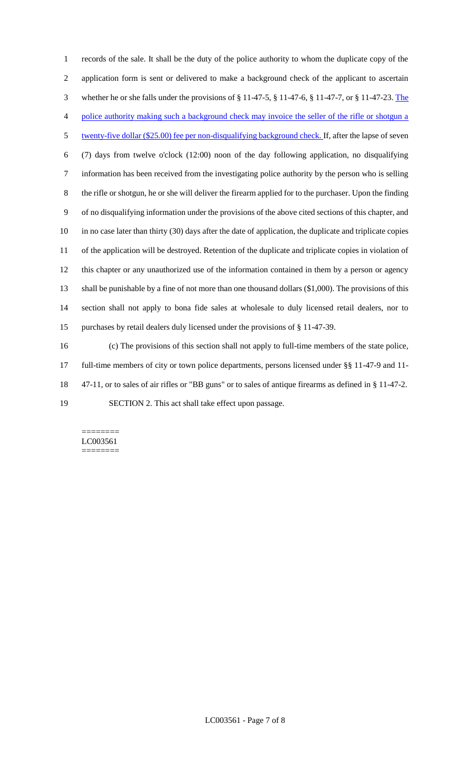records of the sale. It shall be the duty of the police authority to whom the duplicate copy of the application form is sent or delivered to make a background check of the applicant to ascertain whether he or she falls under the provisions of § 11-47-5, § 11-47-6, § 11-47-7, or § 11-47-23. The police authority making such a background check may invoice the seller of the rifle or shotgun a twenty-five dollar ($25.00) fee per non-disqualifying background check. If, after the lapse of seven (7) days from twelve o'clock (12:00) noon of the day following application, no disqualifying information has been received from the investigating police authority by the person who is selling the rifle or shotgun, he or she will deliver the firearm applied for to the purchaser. Upon the finding of no disqualifying information under the provisions of the above cited sections of this chapter, and in no case later than thirty (30) days after the date of application, the duplicate and triplicate copies of the application will be destroyed. Retention of the duplicate and triplicate copies in violation of this chapter or any unauthorized use of the information contained in them by a person or agency shall be punishable by a fine of not more than one thousand dollars ($1,000). The provisions of this section shall not apply to bona fide sales at wholesale to duly licensed retail dealers, nor to purchases by retail dealers duly licensed under the provisions of § 11-47-39.

(c) The provisions of this section shall not apply to full-time members of the state police, full-time members of city or town police departments, persons licensed under §§ 11-47-9 and 11-47-11, or to sales of air rifles or "BB guns" or to sales of antique firearms as defined in § 11-47-2.

SECTION 2. This act shall take effect upon passage.

========
LC003561
========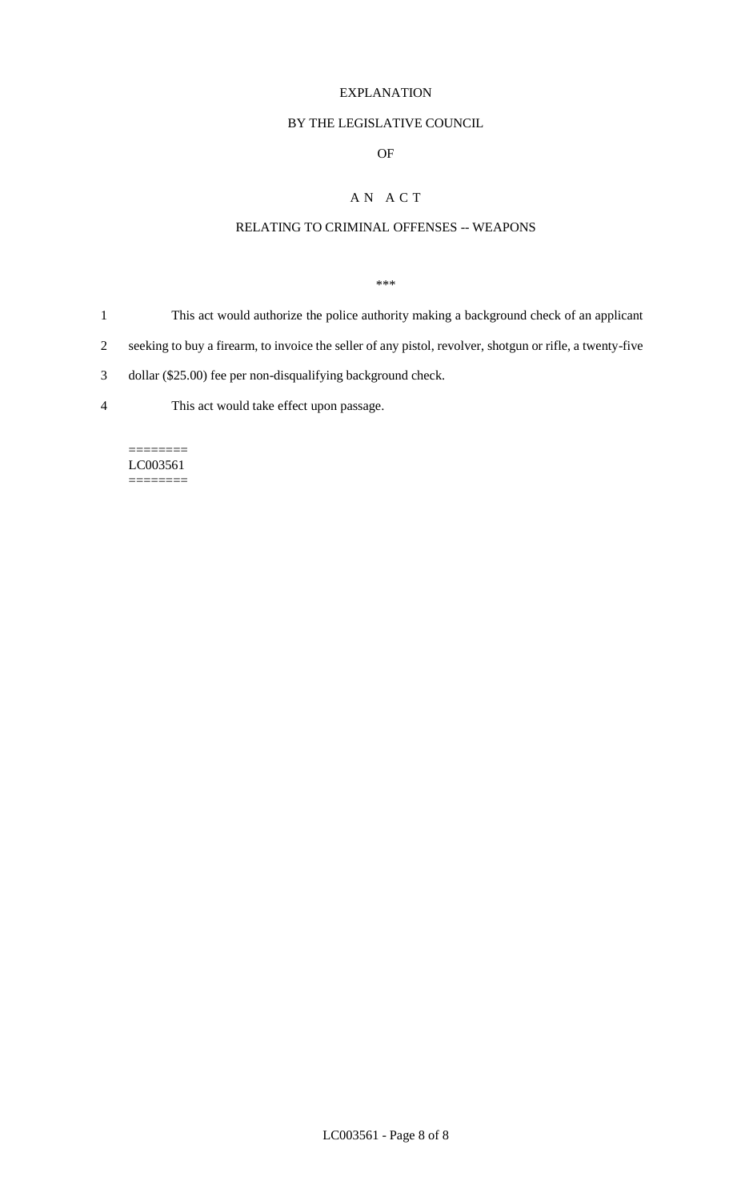EXPLANATION

BY THE LEGISLATIVE COUNCIL

OF

A N A C T

RELATING TO CRIMINAL OFFENSES -- WEAPONS

\*\*\*

1 This act would authorize the police authority making a background check of an applicant
2 seeking to buy a firearm, to invoice the seller of any pistol, revolver, shotgun or rifle, a twenty-five
3 dollar ($25.00) fee per non-disqualifying background check.

4 This act would take effect upon passage.

========
LC003561
========